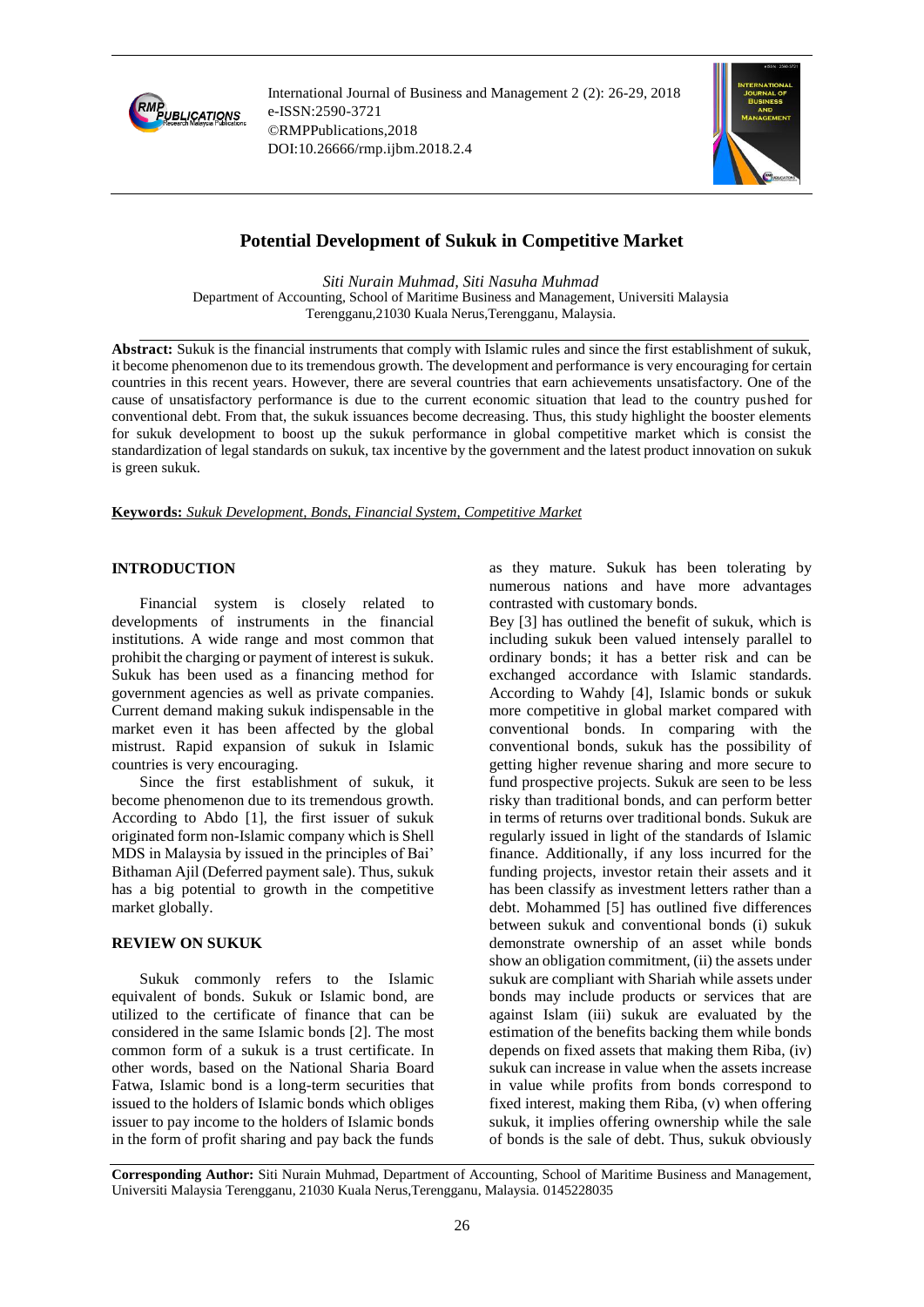# Potential Development of Sukuk in Competitive Market

*Siti Nurain Muhmad, Siti Nasuha Muhmad*

Department of Accounting, School of Maritime Business and Management, Universiti Malaysia Terengganu,21030 Kuala Nerus,Terengganu, Malaysia.

**Abstract:** Sukuk is the financial instruments that comply with Islamic rules and since the first establishment of sukuk, it become phenomenon due to its tremendous growth. The development and performance is very encouraging for certain countries in this recent years. However, there are several countries that earn achievements unsatisfactory. One of the cause of unsatisfactory performance is due to the current economic situation that lead to the country pushed for conventional debt. From that, the sukuk issuances become decreasing. Thus, this study highlight the booster elements for sukuk development to boost up the sukuk performance in global competitive market which is consist the standardization of legal standards on sukuk, tax incentive by the government and the latest product innovation on sukuk is green sukuk.

**Keywords:** *Sukuk Development, Bonds, Financial System, Competitive Market*

## INTRODUCTION

Financial system is closely related to developments of instruments in the financial institutions. A wide range and most common that prohibit the charging or payment of interest is sukuk. Sukuk has been used as a financing method for government agencies as well as private companies. Current demand making sukuk indispensable in the market even it has been affected by the global mistrust. Rapid expansion of sukuk in Islamic countries is very encouraging.

Since the first establishment of sukuk, it become phenomenon due to its tremendous growth. According to Abdo [1], the first issuer of sukuk originated form non-Islamic company which is Shell MDS in Malaysia by issued in the principles of Bai' Bithaman Ajil (Deferred payment sale). Thus, sukuk has a big potential to growth in the competitive market globally.

## REVIEW ON SUKUK

Sukuk commonly refers to the Islamic equivalent of bonds. Sukuk or Islamic bond, are utilized to the certificate of finance that can be considered in the same Islamic bonds [2]. The most common form of a sukuk is a trust certificate. In other words, based on the National Sharia Board Fatwa, Islamic bond is a long-term securities that issued to the holders of Islamic bonds which obliges issuer to pay income to the holders of Islamic bonds in the form of profit sharing and pay back the funds as they mature. Sukuk has been tolerating by numerous nations and have more advantages contrasted with customary bonds.

Bey [3] has outlined the benefit of sukuk, which is including sukuk been valued intensely parallel to ordinary bonds; it has a better risk and can be exchanged accordance with Islamic standards. According to Wahdy [4], Islamic bonds or sukuk more competitive in global market compared with conventional bonds. In comparing with the conventional bonds, sukuk has the possibility of getting higher revenue sharing and more secure to fund prospective projects. Sukuk are seen to be less risky than traditional bonds, and can perform better in terms of returns over traditional bonds. Sukuk are regularly issued in light of the standards of Islamic finance. Additionally, if any loss incurred for the funding projects, investor retain their assets and it has been classify as investment letters rather than a debt. Mohammed [5] has outlined five differences between sukuk and conventional bonds (i) sukuk demonstrate ownership of an asset while bonds show an obligation commitment, (ii) the assets under sukuk are compliant with Shariah while assets under bonds may include products or services that are against Islam (iii) sukuk are evaluated by the estimation of the benefits backing them while bonds depends on fixed assets that making them Riba, (iv) sukuk can increase in value when the assets increase in value while profits from bonds correspond to fixed interest, making them Riba, (v) when offering sukuk, it implies offering ownership while the sale of bonds is the sale of debt. Thus, sukuk obviously

**Corresponding Author:** Siti Nurain Muhmad, Department of Accounting, School of Maritime Business and Management, Universiti Malaysia Terengganu, 21030 Kuala Nerus,Terengganu, Malaysia. 0145228035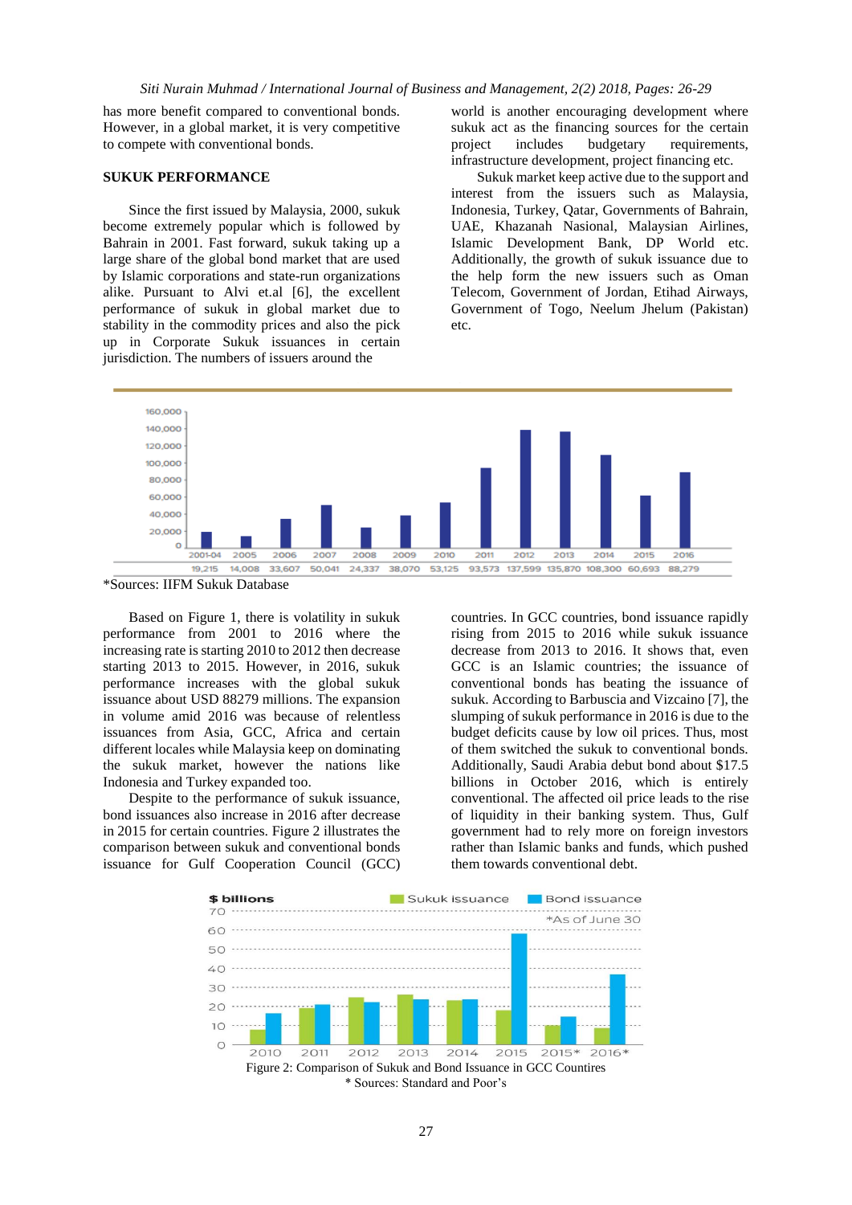has more benefit compared to conventional bonds. However, in a global market, it is very competitive to compete with conventional bonds.

## SUKUK PERFORMANCE

Since the first issued by Malaysia, 2000, sukuk become extremely popular which is followed by Bahrain in 2001. Fast forward, sukuk taking up a large share of the global bond market that are used by Islamic corporations and state-run organizations alike. Pursuant to Alvi et.al [6], the excellent performance of sukuk in global market due to stability in the commodity prices and also the pick up in Corporate Sukuk issuances in certain jurisdiction. The numbers of issuers around the world is another encouraging development where sukuk act as the financing sources for the certain project includes budgetary requirements, infrastructure development, project financing etc.

Sukuk market keep active due to the support and interest from the issuers such as Malaysia, Indonesia, Turkey, Qatar, Governments of Bahrain, UAE, Khazanah Nasional, Malaysian Airlines, Islamic Development Bank, DP World etc. Additionally, the growth of sukuk issuance due to the help form the new issuers such as Oman Telecom, Government of Jordan, Etihad Airways, Government of Togo, Neelum Jhelum (Pakistan) etc.

| 2001-04 | 2005 | 2006 | 2007 | 2008 | 2009 | 2010 | 2011 | 2012 | 2013 | 2014 | 2015 | 2016 |
|---|---|---|---|---|---|---|---|---|---|---|---|---|
| 19,215 | 14,008 | 33,607 | 50,041 | 24,337 | 38,070 | 53,125 | 93,573 | 137,599 | 135,870 | 108,300 | 60,693 | 88,279 |

*Sources: IIFM Sukuk Database

Based on Figure 1, there is volatility in sukuk performance from 2001 to 2016 where the increasing rate is starting 2010 to 2012 then decrease starting 2013 to 2015. However, in 2016, sukuk performance increases with the global sukuk issuance about USD 88279 millions. The expansion in volume amid 2016 was because of relentless issuances from Asia, GCC, Africa and certain different locales while Malaysia keep on dominating the sukuk market, however the nations like Indonesia and Turkey expanded too.

Despite to the performance of sukuk issuance, bond issuances also increase in 2016 after decrease in 2015 for certain countries. Figure 2 illustrates the comparison between sukuk and conventional bonds issuance for Gulf Cooperation Council (GCC) countries. In GCC countries, bond issuance rapidly rising from 2015 to 2016 while sukuk issuance decrease from 2013 to 2016. It shows that, even GCC is an Islamic countries; the issuance of conventional bonds has beating the issuance of sukuk. According to Barbuscia and Vizcaino [7], the slumping of sukuk performance in 2016 is due to the budget deficits cause by low oil prices. Thus, most of them switched the sukuk to conventional bonds. Additionally, Saudi Arabia debut bond about $17.5 billions in October 2016, which is entirely conventional. The affected oil price leads to the rise of liquidity in their banking system. Thus, Gulf government had to rely more on foreign investors rather than Islamic banks and funds, which pushed them towards conventional debt.

Figure 2: Comparison of Sukuk and Bond Issuance in GCC Countires

* Sources: Standard and Poor's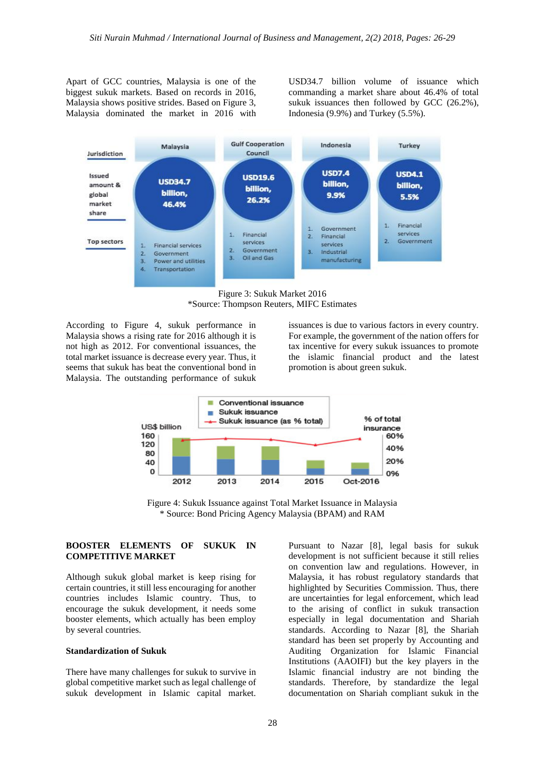Apart of GCC countries, Malaysia is one of the biggest sukuk markets. Based on records in 2016, Malaysia shows positive strides. Based on Figure 3, Malaysia dominated the market in 2016 with USD34.7 billion volume of issuance which commanding a market share about 46.4% of total sukuk issuances then followed by GCC (26.2%), Indonesia (9.9%) and Turkey (5.5%).

| Jurisdiction | Malaysia | Gulf Cooperation Council | Indonesia | Turkey |
| --- | --- | --- | --- | --- |
| Issued amount & global market share | USD34.7 billion, 46.4% | USD19.6 billion, 26.2% | USD7.4 billion, 9.9% | USD4.1 billion, 5.5% |
| Top sectors | 1. Financial services 2. Government 3. Power and utilities 4. Transportation | 1. Financial services 2. Government 3. Oil and Gas | 1. Government 2. Financial services 3. Industrial manufacturing | 1. Financial services 2. Government |

Figure 3: Sukuk Market 2016
*Source: Thompson Reuters, MIFC Estimates

According to Figure 4, sukuk performance in Malaysia shows a rising rate for 2016 although it is not high as 2012. For conventional issuances, the total market issuance is decrease every year. Thus, it seems that sukuk has beat the conventional bond in Malaysia. The outstanding performance of sukuk issuances is due to various factors in every country. For example, the government of the nation offers for tax incentive for every sukuk issuances to promote the islamic financial product and the latest promotion is about green sukuk.

Figure 4: Sukuk Issuance against Total Market Issuance in Malaysia
* Source: Bond Pricing Agency Malaysia (BPAM) and RAM

## BOOSTER ELEMENTS OF SUKUK IN COMPETITIVE MARKET

Although sukuk global market is keep rising for certain countries, it still less encouraging for another countries includes Islamic country. Thus, to encourage the sukuk development, it needs some booster elements, which actually has been employ by several countries.

### Standardization of Sukuk

There have many challenges for sukuk to survive in global competitive market such as legal challenge of sukuk development in Islamic capital market. Pursuant to Nazar [8], legal basis for sukuk development is not sufficient because it still relies on convention law and regulations. However, in Malaysia, it has robust regulatory standards that highlighted by Securities Commission. Thus, there are uncertainties for legal enforcement, which lead to the arising of conflict in sukuk transaction especially in legal documentation and Shariah standards. According to Nazar [8], the Shariah standard has been set properly by Accounting and Auditing Organization for Islamic Financial Institutions (AAOIFI) but the key players in the Islamic financial industry are not binding the standards. Therefore, by standardize the legal documentation on Shariah compliant sukuk in the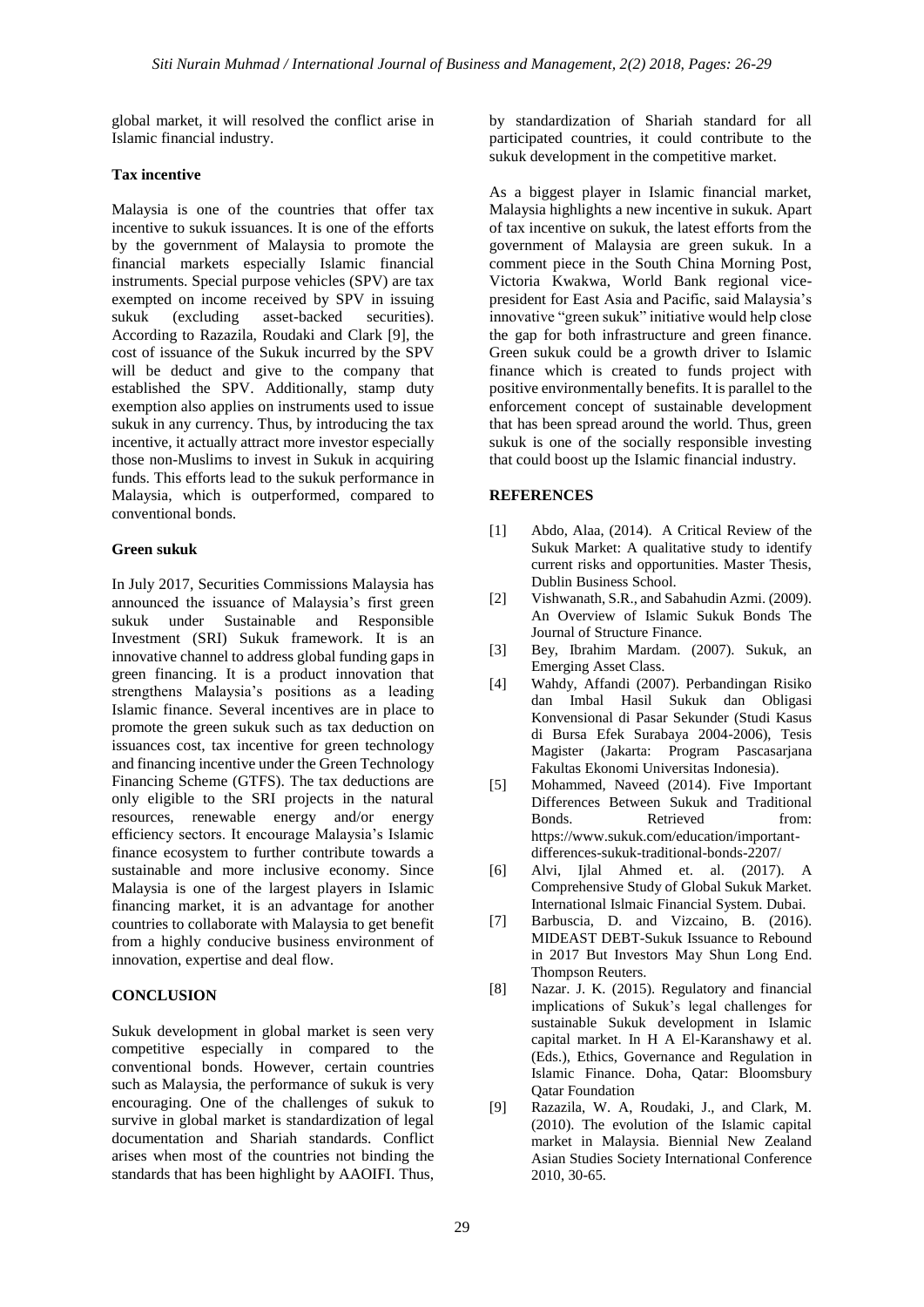global market, it will resolved the conflict arise in Islamic financial industry.

**Tax incentive**

Malaysia is one of the countries that offer tax incentive to sukuk issuances. It is one of the efforts by the government of Malaysia to promote the financial markets especially Islamic financial instruments. Special purpose vehicles (SPV) are tax exempted on income received by SPV in issuing sukuk (excluding asset-backed securities). According to Razazila, Roudaki and Clark [9], the cost of issuance of the Sukuk incurred by the SPV will be deduct and give to the company that established the SPV. Additionally, stamp duty exemption also applies on instruments used to issue sukuk in any currency. Thus, by introducing the tax incentive, it actually attract more investor especially those non-Muslims to invest in Sukuk in acquiring funds. This efforts lead to the sukuk performance in Malaysia, which is outperformed, compared to conventional bonds.

**Green sukuk**

In July 2017, Securities Commissions Malaysia has announced the issuance of Malaysia's first green sukuk under Sustainable and Responsible Investment (SRI) Sukuk framework. It is an innovative channel to address global funding gaps in green financing. It is a product innovation that strengthens Malaysia's positions as a leading Islamic finance. Several incentives are in place to promote the green sukuk such as tax deduction on issuances cost, tax incentive for green technology and financing incentive under the Green Technology Financing Scheme (GTFS). The tax deductions are only eligible to the SRI projects in the natural resources, renewable energy and/or energy efficiency sectors. It encourage Malaysia's Islamic finance ecosystem to further contribute towards a sustainable and more inclusive economy. Since Malaysia is one of the largest players in Islamic financing market, it is an advantage for another countries to collaborate with Malaysia to get benefit from a highly conducive business environment of innovation, expertise and deal flow.

**CONCLUSION**

Sukuk development in global market is seen very competitive especially in compared to the conventional bonds. However, certain countries such as Malaysia, the performance of sukuk is very encouraging. One of the challenges of sukuk to survive in global market is standardization of legal documentation and Shariah standards. Conflict arises when most of the countries not binding the standards that has been highlight by AAOIFI. Thus, by standardization of Shariah standard for all participated countries, it could contribute to the sukuk development in the competitive market.

As a biggest player in Islamic financial market, Malaysia highlights a new incentive in sukuk. Apart of tax incentive on sukuk, the latest efforts from the government of Malaysia are green sukuk. In a comment piece in the South China Morning Post, Victoria Kwakwa, World Bank regional vice-president for East Asia and Pacific, said Malaysia's innovative "green sukuk" initiative would help close the gap for both infrastructure and green finance. Green sukuk could be a growth driver to Islamic finance which is created to funds project with positive environmentally benefits. It is parallel to the enforcement concept of sustainable development that has been spread around the world. Thus, green sukuk is one of the socially responsible investing that could boost up the Islamic financial industry.

**REFERENCES**

[1] Abdo, Alaa, (2014). A Critical Review of the Sukuk Market: A qualitative study to identify current risks and opportunities. Master Thesis, Dublin Business School.

[2] Vishwanath, S.R., and Sabahudin Azmi. (2009). An Overview of Islamic Sukuk Bonds The Journal of Structure Finance.

[3] Bey, Ibrahim Mardam. (2007). Sukuk, an Emerging Asset Class.

[4] Wahdy, Affandi (2007). Perbandingan Risiko dan Imbal Hasil Sukuk dan Obligasi Konvensional di Pasar Sekunder (Studi Kasus di Bursa Efek Surabaya 2004-2006), Tesis Magister (Jakarta: Program Pascasarjana Fakultas Ekonomi Universitas Indonesia).

[5] Mohammed, Naveed (2014). Five Important Differences Between Sukuk and Traditional Bonds. Retrieved from: https://www.sukuk.com/education/important-differences-sukuk-traditional-bonds-2207/

[6] Alvi, Ijlal Ahmed et. al. (2017). A Comprehensive Study of Global Sukuk Market. International Islmaic Financial System. Dubai.

[7] Barbuscia, D. and Vizcaino, B. (2016). MIDEAST DEBT-Sukuk Issuance to Rebound in 2017 But Investors May Shun Long End. Thompson Reuters.

[8] Nazar. J. K. (2015). Regulatory and financial implications of Sukuk's legal challenges for sustainable Sukuk development in Islamic capital market. In H A El-Karanshawy et al. (Eds.), Ethics, Governance and Regulation in Islamic Finance. Doha, Qatar: Bloomsbury Qatar Foundation

[9] Razazila, W. A, Roudaki, J., and Clark, M. (2010). The evolution of the Islamic capital market in Malaysia. Biennial New Zealand Asian Studies Society International Conference 2010, 30-65.